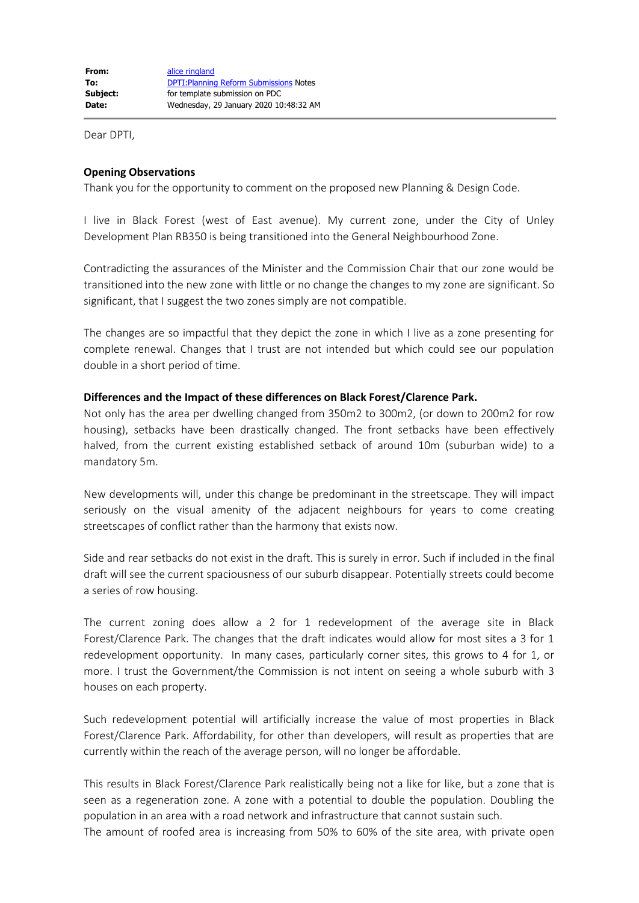| | |
|---|---|
| **From:** | alice ringland |
| **To:** | DPTI:Planning Reform Submissions Notes |
| **Subject:** | for template submission on PDC |
| **Date:** | Wednesday, 29 January 2020 10:48:32 AM |

Dear DPTI,

**Opening Observations**

Thank you for the opportunity to comment on the proposed new Planning & Design Code.

I live in Black Forest (west of East avenue). My current zone, under the City of Unley Development Plan RB350 is being transitioned into the General Neighbourhood Zone.

Contradicting the assurances of the Minister and the Commission Chair that our zone would be transitioned into the new zone with little or no change the changes to my zone are significant. So significant, that I suggest the two zones simply are not compatible.

The changes are so impactful that they depict the zone in which I live as a zone presenting for complete renewal. Changes that I trust are not intended but which could see our population double in a short period of time.

**Differences and the Impact of these differences on Black Forest/Clarence Park.**

Not only has the area per dwelling changed from 350m2 to 300m2, (or down to 200m2 for row housing), setbacks have been drastically changed. The front setbacks have been effectively halved, from the current existing established setback of around 10m (suburban wide) to a mandatory 5m.

New developments will, under this change be predominant in the streetscape. They will impact seriously on the visual amenity of the adjacent neighbours for years to come creating streetscapes of conflict rather than the harmony that exists now.

Side and rear setbacks do not exist in the draft. This is surely in error. Such if included in the final draft will see the current spaciousness of our suburb disappear. Potentially streets could become a series of row housing.

The current zoning does allow a 2 for 1 redevelopment of the average site in Black Forest/Clarence Park. The changes that the draft indicates would allow for most sites a 3 for 1 redevelopment opportunity. In many cases, particularly corner sites, this grows to 4 for 1, or more. I trust the Government/the Commission is not intent on seeing a whole suburb with 3 houses on each property.

Such redevelopment potential will artificially increase the value of most properties in Black Forest/Clarence Park. Affordability, for other than developers, will result as properties that are currently within the reach of the average person, will no longer be affordable.

This results in Black Forest/Clarence Park realistically being not a like for like, but a zone that is seen as a regeneration zone. A zone with a potential to double the population. Doubling the population in an area with a road network and infrastructure that cannot sustain such.
The amount of roofed area is increasing from 50% to 60% of the site area, with private open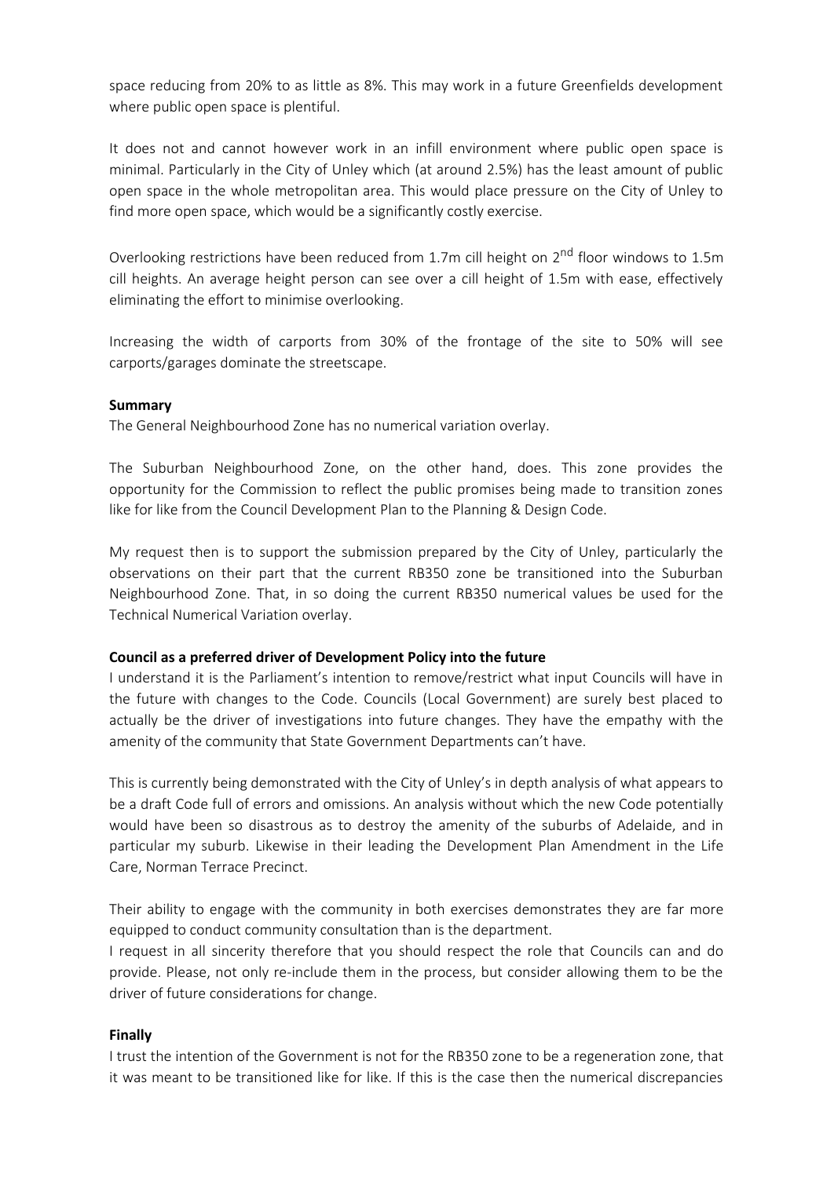space reducing from 20% to as little as 8%. This may work in a future Greenfields development where public open space is plentiful.

It does not and cannot however work in an infill environment where public open space is minimal. Particularly in the City of Unley which (at around 2.5%) has the least amount of public open space in the whole metropolitan area. This would place pressure on the City of Unley to find more open space, which would be a significantly costly exercise.

Overlooking restrictions have been reduced from 1.7m cill height on 2nd floor windows to 1.5m cill heights. An average height person can see over a cill height of 1.5m with ease, effectively eliminating the effort to minimise overlooking.

Increasing the width of carports from 30% of the frontage of the site to 50% will see carports/garages dominate the streetscape.

**Summary**

The General Neighbourhood Zone has no numerical variation overlay.

The Suburban Neighbourhood Zone, on the other hand, does. This zone provides the opportunity for the Commission to reflect the public promises being made to transition zones like for like from the Council Development Plan to the Planning & Design Code.

My request then is to support the submission prepared by the City of Unley, particularly the observations on their part that the current RB350 zone be transitioned into the Suburban Neighbourhood Zone. That, in so doing the current RB350 numerical values be used for the Technical Numerical Variation overlay.

**Council as a preferred driver of Development Policy into the future**

I understand it is the Parliament's intention to remove/restrict what input Councils will have in the future with changes to the Code. Councils (Local Government) are surely best placed to actually be the driver of investigations into future changes. They have the empathy with the amenity of the community that State Government Departments can't have.

This is currently being demonstrated with the City of Unley's in depth analysis of what appears to be a draft Code full of errors and omissions. An analysis without which the new Code potentially would have been so disastrous as to destroy the amenity of the suburbs of Adelaide, and in particular my suburb. Likewise in their leading the Development Plan Amendment in the Life Care, Norman Terrace Precinct.

Their ability to engage with the community in both exercises demonstrates they are far more equipped to conduct community consultation than is the department.

I request in all sincerity therefore that you should respect the role that Councils can and do provide. Please, not only re-include them in the process, but consider allowing them to be the driver of future considerations for change.

**Finally**

I trust the intention of the Government is not for the RB350 zone to be a regeneration zone, that it was meant to be transitioned like for like. If this is the case then the numerical discrepancies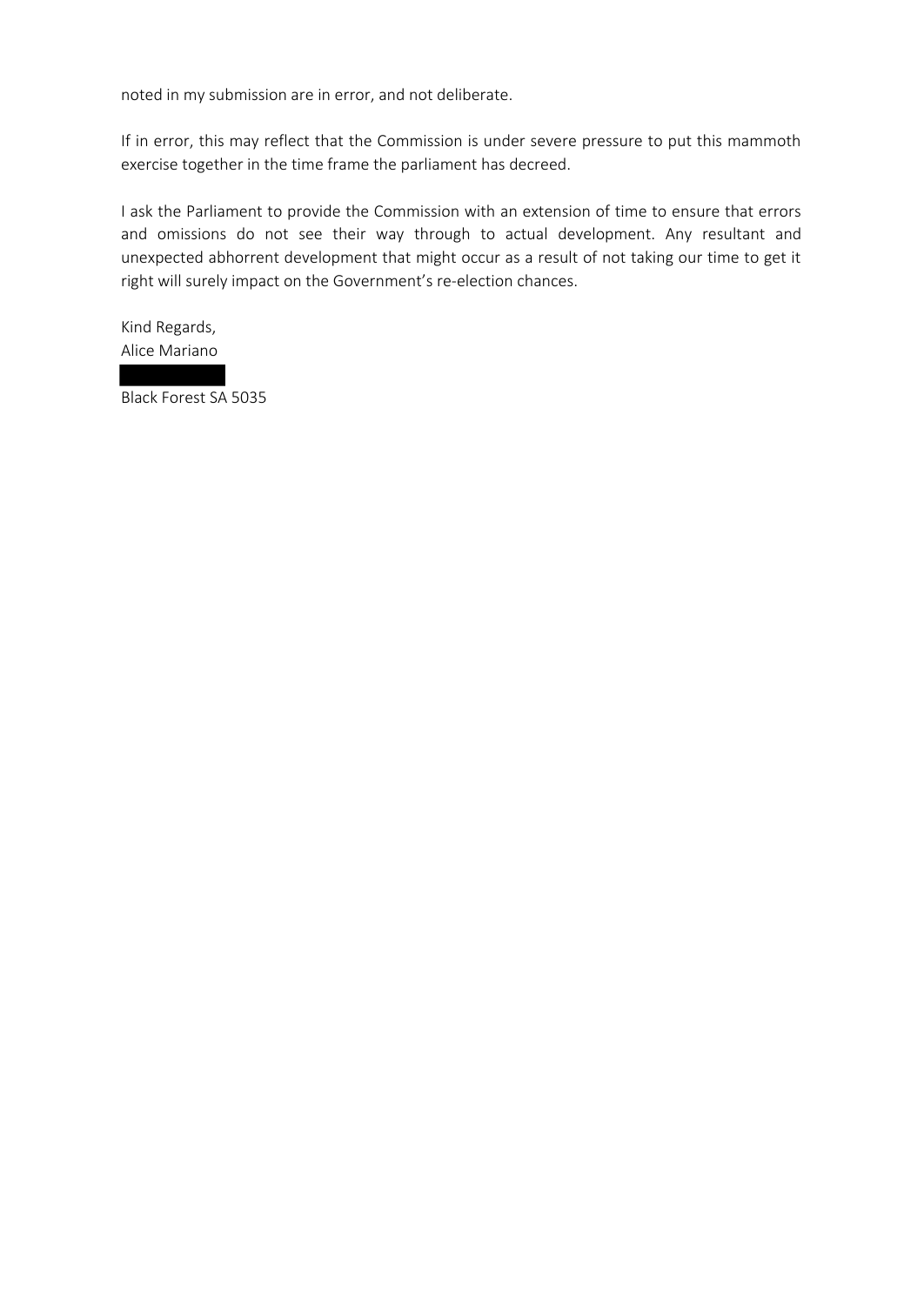noted in my submission are in error, and not deliberate.

If in error, this may reflect that the Commission is under severe pressure to put this mammoth exercise together in the time frame the parliament has decreed.

I ask the Parliament to provide the Commission with an extension of time to ensure that errors and omissions do not see their way through to actual development. Any resultant and unexpected abhorrent development that might occur as a result of not taking our time to get it right will surely impact on the Government's re-election chances.

Kind Regards,
Alice Mariano

Black Forest SA 5035